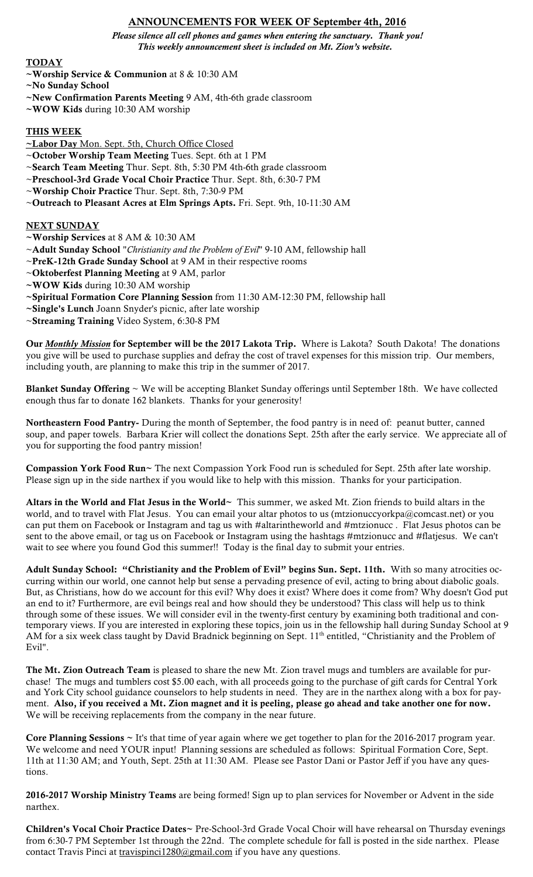## ANNOUNCEMENTS FOR WEEK OF September 4th, 2016

***Please silence all cell phones and games when entering the sanctuary. Thank you!***
***This weekly announcement sheet is included on Mt. Zion's website.***

### TODAY

~**Worship Service & Communion** at 8 & 10:30 AM
~**No Sunday School**
~**New Confirmation Parents Meeting** 9 AM, 4th-6th grade classroom
~**WOW Kids** during 10:30 AM worship

### THIS WEEK

~**Labor Day** Mon. Sept. 5th, Church Office Closed
~**October Worship Team Meeting** Tues. Sept. 6th at 1 PM
~**Search Team Meeting** Thur. Sept. 8th, 5:30 PM 4th-6th grade classroom
~**Preschool-3rd Grade Vocal Choir Practice** Thur. Sept. 8th, 6:30-7 PM
~**Worship Choir Practice** Thur. Sept. 8th, 7:30-9 PM
~**Outreach to Pleasant Acres at Elm Springs Apts.** Fri. Sept. 9th, 10-11:30 AM

### NEXT SUNDAY

~**Worship Services** at 8 AM & 10:30 AM
~**Adult Sunday School** "*Christianity and the Problem of Evil*" 9-10 AM, fellowship hall
~**PreK-12th Grade Sunday School** at 9 AM in their respective rooms
~**Oktoberfest Planning Meeting** at 9 AM, parlor
~**WOW Kids** during 10:30 AM worship
~**Spiritual Formation Core Planning Session** from 11:30 AM-12:30 PM, fellowship hall
~**Single's Lunch** Joann Snyder's picnic, after late worship
~**Streaming Training** Video System, 6:30-8 PM

**Our *Monthly Mission* for September will be the 2017 Lakota Trip.** Where is Lakota? South Dakota! The donations you give will be used to purchase supplies and defray the cost of travel expenses for this mission trip. Our members, including youth, are planning to make this trip in the summer of 2017.

**Blanket Sunday Offering** ~ We will be accepting Blanket Sunday offerings until September 18th. We have collected enough thus far to donate 162 blankets. Thanks for your generosity!

**Northeastern Food Pantry-** During the month of September, the food pantry is in need of: peanut butter, canned soup, and paper towels. Barbara Krier will collect the donations Sept. 25th after the early service. We appreciate all of you for supporting the food pantry mission!

**Compassion York Food Run~** The next Compassion York Food run is scheduled for Sept. 25th after late worship. Please sign up in the side narthex if you would like to help with this mission. Thanks for your participation.

**Altars in the World and Flat Jesus in the World~** This summer, we asked Mt. Zion friends to build altars in the world, and to travel with Flat Jesus. You can email your altar photos to us (mtzionuccyorkpa@comcast.net) or you can put them on Facebook or Instagram and tag us with #altarintheworld and #mtzionucc . Flat Jesus photos can be sent to the above email, or tag us on Facebook or Instagram using the hashtags #mtzionucc and #flatjesus. We can't wait to see where you found God this summer!! Today is the final day to submit your entries.

**Adult Sunday School: "Christianity and the Problem of Evil" begins Sun. Sept. 11th.** With so many atrocities occurring within our world, one cannot help but sense a pervading presence of evil, acting to bring about diabolic goals. But, as Christians, how do we account for this evil? Why does it exist? Where does it come from? Why doesn't God put an end to it? Furthermore, are evil beings real and how should they be understood? This class will help us to think through some of these issues. We will consider evil in the twenty-first century by examining both traditional and contemporary views. If you are interested in exploring these topics, join us in the fellowship hall during Sunday School at 9 AM for a six week class taught by David Bradnick beginning on Sept. 11th entitled, "Christianity and the Problem of Evil".

**The Mt. Zion Outreach Team** is pleased to share the new Mt. Zion travel mugs and tumblers are available for purchase! The mugs and tumblers cost $5.00 each, with all proceeds going to the purchase of gift cards for Central York and York City school guidance counselors to help students in need. They are in the narthex along with a box for payment. **Also, if you received a Mt. Zion magnet and it is peeling, please go ahead and take another one for now.** We will be receiving replacements from the company in the near future.

**Core Planning Sessions ~** It's that time of year again where we get together to plan for the 2016-2017 program year. We welcome and need YOUR input! Planning sessions are scheduled as follows: Spiritual Formation Core, Sept. 11th at 11:30 AM; and Youth, Sept. 25th at 11:30 AM. Please see Pastor Dani or Pastor Jeff if you have any questions.

**2016-2017 Worship Ministry Teams** are being formed! Sign up to plan services for November or Advent in the side narthex.

**Children's Vocal Choir Practice Dates~** Pre-School-3rd Grade Vocal Choir will have rehearsal on Thursday evenings from 6:30-7 PM September 1st through the 22nd. The complete schedule for fall is posted in the side narthex. Please contact Travis Pinci at travispinci1280@gmail.com if you have any questions.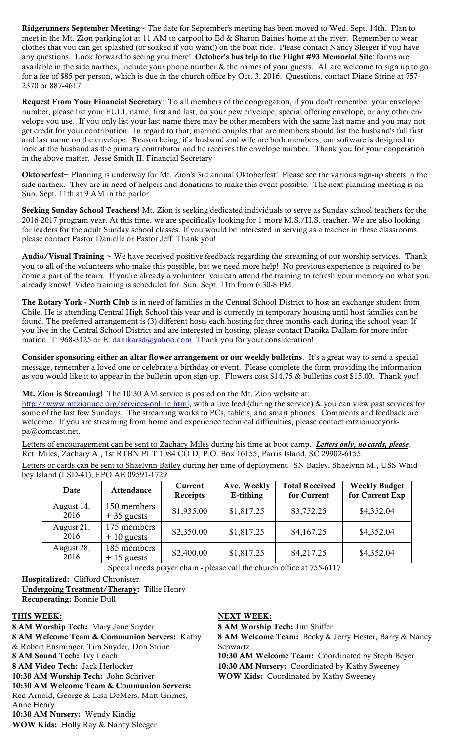**Ridgerunners September Meeting~** The date for September's meeting has been moved to Wed. Sept. 14th. Plan to meet in the Mt. Zion parking lot at 11 AM to carpool to Ed & Sharon Baines' home at the river. Remember to wear clothes that you can get splashed (or soaked if you want!) on the boat ride. Please contact Nancy Sleeger if you have any questions. Look forward to seeing you there! **October's bus trip to the Flight #93 Memorial Site**: forms are available in the side narthex, include your phone number & the names of your guests. All are welcome to sign up to go for a fee of $85 per person, which is due in the church office by Oct. 3, 2016. Questions, contact Diane Strine at 757-2370 or 887-4617.

**Request From Your Financial Secretary**: To all members of the congregation, if you don't remember your envelope number, please list your FULL name, first and last, on your pew envelope, special offering envelope, or any other envelope you use. If you only list your last name there may be other members with the same last name and you may not get credit for your contribution. In regard to that, married couples that are members should list the husband's full first and last name on the envelope. Reason being, if a husband and wife are both members, our software is designed to look at the husband as the primary contributor and he receives the envelope number. Thank you for your cooperation in the above matter. Jesse Smith II, Financial Secretary

**Oktoberfest~** Planning is underway for Mt. Zion's 3rd annual Oktoberfest! Please see the various sign-up sheets in the side narthex. They are in need of helpers and donations to make this event possible. The next planning meeting is on Sun. Sept. 11th at 9 AM in the parlor.

**Seeking Sunday School Teachers!** Mt. Zion is seeking dedicated individuals to serve as Sunday school teachers for the 2016-2017 program year. At this time, we are specifically looking for 1 more M.S./H.S. teacher. We are also looking for leaders for the adult Sunday school classes. If you would be interested in serving as a teacher in these classrooms, please contact Pastor Danielle or Pastor Jeff. Thank you!

**Audio/Visual Training ~** We have received positive feedback regarding the streaming of our worship services. Thank you to all of the volunteers who make this possible, but we need more help! No previous experience is required to become a part of the team. If you're already a volunteer, you can attend the training to refresh your memory on what you already know! Video training is scheduled for Sun. Sept. 11th from 6:30-8 PM.

**The Rotary York - North Club** is in need of families in the Central School District to host an exchange student from Chile. He is attending Central High School this year and is currently in temporary housing until host families can be found. The preferred arrangement is (3) different hosts each hosting for three months each during the school year. If you live in the Central School District and are interested in hosting, please contact Danika Dallam for more information. T: 968-3125 or E: danikarsd@yahoo.com. Thank you for your consideration!

**Consider sponsoring either an altar flower arrangement or our weekly bulletins**. It's a great way to send a special message, remember a loved one or celebrate a birthday or event. Please complete the form providing the information as you would like it to appear in the bulletin upon sign-up. Flowers cost $14.75 & bulletins cost $15.00. Thank you!

**Mt. Zion is Streaming!** The 10:30 AM service is posted on the Mt. Zion website at: http://www.mtzionucc.org/services-online.html, with a live feed (during the service) & you can view past services for some of the last few Sundays. The streaming works to PCs, tablets, and smart phones. Comments and feedback are welcome. If you are streaming from home and experience technical difficulties, please contact mtzionuccyork-pa@comcast.net.

Letters of encouragement can be sent to Zachary Miles during his time at boot camp. ***Letters only, no cards, please***. Rct. Miles, Zachary A., 1st RTBN PLT 1084 CO D, P.O. Box 16155, Parris Island, SC 29902-6155.

Letters or cards can be sent to Shaelynn Bailey during her time of deployment. SN Bailey, Shaelynn M., USS Whidbey Island (LSD-41), FPO AE 09591-1729.

| Date | Attendance | Current Receipts | Ave. Weekly E-tithing | Total Received for Current | Weekly Budget for Current Exp |
|---|---|---|---|---|---|
| August 14, 2016 | 150 members + 35 guests | $1,935.00 | $1,817.25 | $3,752.25 | $4,352.04 |
| August 21, 2016 | 175 members + 10 guests | $2,350.00 | $1,817.25 | $4,167.25 | $4,352.04 |
| August 28, 2016 | 185 members + 15 guests | $2,400.00 | $1,817.25 | $4,217.25 | $4,352.04 |

Special needs prayer chain - please call the church office at 755-6117.

**Hospitalized:** Clifford Chronister
**Undergoing Treatment/Therapy:** Tillie Henry
**Recuperating:** Bonnie Dull

**THIS WEEK:**

**8 AM Worship Tech:** Mary Jane Snyder
**8 AM Welcome Team & Communion Servers:** Kathy & Robert Ensminger, Tim Snyder, Don Strine
**8 AM Sound Tech:** Ivy Leach
**8 AM Video Tech:** Jack Herlocker
**10:30 AM Worship Tech:** John Schriver
**10:30 AM Welcome Team & Communion Servers:** Red Arnold, George & Lisa DeMers, Matt Grimes, Anne Henry
**10:30 AM Nursery:** Wendy Kindig
**WOW Kids:** Holly Ray & Nancy Sleeger

**NEXT WEEK:**

**8 AM Worship Tech:** Jim Shiffer
**8 AM Welcome Team:** Becky & Jerry Hester, Barry & Nancy Schwartz
**10:30 AM Welcome Team:** Coordinated by Steph Beyer
**10:30 AM Nursery:** Coordinated by Kathy Sweeney
**WOW Kids:** Coordinated by Kathy Sweeney